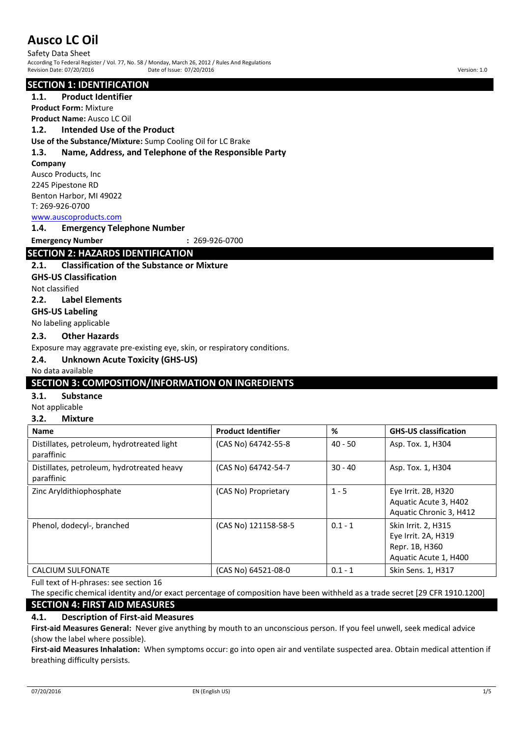# Ausco LC Oil

Safety Data Sheet

According To Federal Register / Vol. 77, No. 58 / Monday, March 26, 2012 / Rules And Regulations

Revision Date: 07/20/2016 Date of Issue: 07/20/2016 Version: 1.0

## SECTION 1: IDENTIFICATION

### 1.1. Product Identifier

**Product Form:** Mixture

**Product Name:** Ausco LC Oil

### 1.2. Intended Use of the Product

**Use of the Substance/Mixture:** Sump Cooling Oil for LC Brake

### 1.3. Name, Address, and Telephone of the Responsible Party

**Company**

Ausco Products, Inc
2245 Pipestone RD
Benton Harbor, MI 49022
T: 269-926-0700
www.auscoproducts.com

### 1.4. Emergency Telephone Number

**Emergency Number** : 269-926-0700

## SECTION 2: HAZARDS IDENTIFICATION

### 2.1. Classification of the Substance or Mixture

**GHS-US Classification**

Not classified

### 2.2. Label Elements

**GHS-US Labeling**

No labeling applicable

### 2.3. Other Hazards

Exposure may aggravate pre-existing eye, skin, or respiratory conditions.

### 2.4. Unknown Acute Toxicity (GHS-US)

No data available

## SECTION 3: COMPOSITION/INFORMATION ON INGREDIENTS

### 3.1. Substance

Not applicable

### 3.2. Mixture

| Name | Product Identifier | % | GHS-US classification |
|---|---|---|---|
| Distillates, petroleum, hydrotreated light paraffinic | (CAS No) 64742-55-8 | 40 - 50 | Asp. Tox. 1, H304 |
| Distillates, petroleum, hydrotreated heavy paraffinic | (CAS No) 64742-54-7 | 30 - 40 | Asp. Tox. 1, H304 |
| Zinc Aryldithiophosphate | (CAS No) Proprietary | 1 - 5 | Eye Irrit. 2B, H320<br>Aquatic Acute 3, H402<br>Aquatic Chronic 3, H412 |
| Phenol, dodecyl-, branched | (CAS No) 121158-58-5 | 0.1 - 1 | Skin Irrit. 2, H315<br>Eye Irrit. 2A, H319<br>Repr. 1B, H360<br>Aquatic Acute 1, H400 |
| CALCIUM SULFONATE | (CAS No) 64521-08-0 | 0.1 - 1 | Skin Sens. 1, H317 |

Full text of H-phrases: see section 16

The specific chemical identity and/or exact percentage of composition have been withheld as a trade secret [29 CFR 1910.1200]

## SECTION 4: FIRST AID MEASURES

### 4.1. Description of First-aid Measures

**First-aid Measures General:** Never give anything by mouth to an unconscious person. If you feel unwell, seek medical advice (show the label where possible).

**First-aid Measures Inhalation:** When symptoms occur: go into open air and ventilate suspected area. Obtain medical attention if breathing difficulty persists.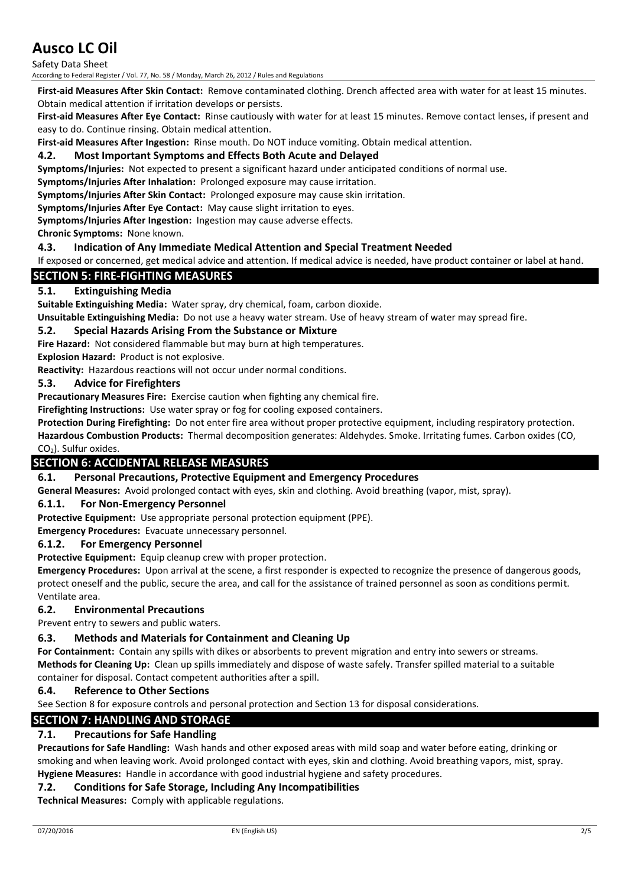**First-aid Measures After Skin Contact:** Remove contaminated clothing. Drench affected area with water for at least 15 minutes. Obtain medical attention if irritation develops or persists.

**First-aid Measures After Eye Contact:** Rinse cautiously with water for at least 15 minutes. Remove contact lenses, if present and easy to do. Continue rinsing. Obtain medical attention.

**First-aid Measures After Ingestion:** Rinse mouth. Do NOT induce vomiting. Obtain medical attention.

### 4.2. Most Important Symptoms and Effects Both Acute and Delayed

**Symptoms/Injuries:** Not expected to present a significant hazard under anticipated conditions of normal use.

**Symptoms/Injuries After Inhalation:** Prolonged exposure may cause irritation.

**Symptoms/Injuries After Skin Contact:** Prolonged exposure may cause skin irritation.

**Symptoms/Injuries After Eye Contact:** May cause slight irritation to eyes.

**Symptoms/Injuries After Ingestion:** Ingestion may cause adverse effects.

**Chronic Symptoms:** None known.

### 4.3. Indication of Any Immediate Medical Attention and Special Treatment Needed

If exposed or concerned, get medical advice and attention. If medical advice is needed, have product container or label at hand.

## SECTION 5: FIRE-FIGHTING MEASURES

### 5.1. Extinguishing Media

**Suitable Extinguishing Media:** Water spray, dry chemical, foam, carbon dioxide.

**Unsuitable Extinguishing Media:** Do not use a heavy water stream. Use of heavy stream of water may spread fire.

### 5.2. Special Hazards Arising From the Substance or Mixture

**Fire Hazard:** Not considered flammable but may burn at high temperatures.

**Explosion Hazard:** Product is not explosive.

**Reactivity:** Hazardous reactions will not occur under normal conditions.

### 5.3. Advice for Firefighters

**Precautionary Measures Fire:** Exercise caution when fighting any chemical fire.

**Firefighting Instructions:** Use water spray or fog for cooling exposed containers.

**Protection During Firefighting:** Do not enter fire area without proper protective equipment, including respiratory protection.

**Hazardous Combustion Products:** Thermal decomposition generates: Aldehydes. Smoke. Irritating fumes. Carbon oxides (CO, $CO_2$). Sulfur oxides.

## SECTION 6: ACCIDENTAL RELEASE MEASURES

### 6.1. Personal Precautions, Protective Equipment and Emergency Procedures

**General Measures:** Avoid prolonged contact with eyes, skin and clothing. Avoid breathing (vapor, mist, spray).

#### 6.1.1. For Non-Emergency Personnel

**Protective Equipment:** Use appropriate personal protection equipment (PPE).

**Emergency Procedures:** Evacuate unnecessary personnel.

#### 6.1.2. For Emergency Personnel

**Protective Equipment:** Equip cleanup crew with proper protection.

**Emergency Procedures:** Upon arrival at the scene, a first responder is expected to recognize the presence of dangerous goods, protect oneself and the public, secure the area, and call for the assistance of trained personnel as soon as conditions permit. Ventilate area.

### 6.2. Environmental Precautions

Prevent entry to sewers and public waters.

### 6.3. Methods and Materials for Containment and Cleaning Up

**For Containment:** Contain any spills with dikes or absorbents to prevent migration and entry into sewers or streams.

**Methods for Cleaning Up:** Clean up spills immediately and dispose of waste safely. Transfer spilled material to a suitable container for disposal. Contact competent authorities after a spill.

### 6.4. Reference to Other Sections

See Section 8 for exposure controls and personal protection and Section 13 for disposal considerations.

## SECTION 7: HANDLING AND STORAGE

### 7.1. Precautions for Safe Handling

**Precautions for Safe Handling:** Wash hands and other exposed areas with mild soap and water before eating, drinking or smoking and when leaving work. Avoid prolonged contact with eyes, skin and clothing. Avoid breathing vapors, mist, spray.

**Hygiene Measures:** Handle in accordance with good industrial hygiene and safety procedures.

### 7.2. Conditions for Safe Storage, Including Any Incompatibilities

**Technical Measures:** Comply with applicable regulations.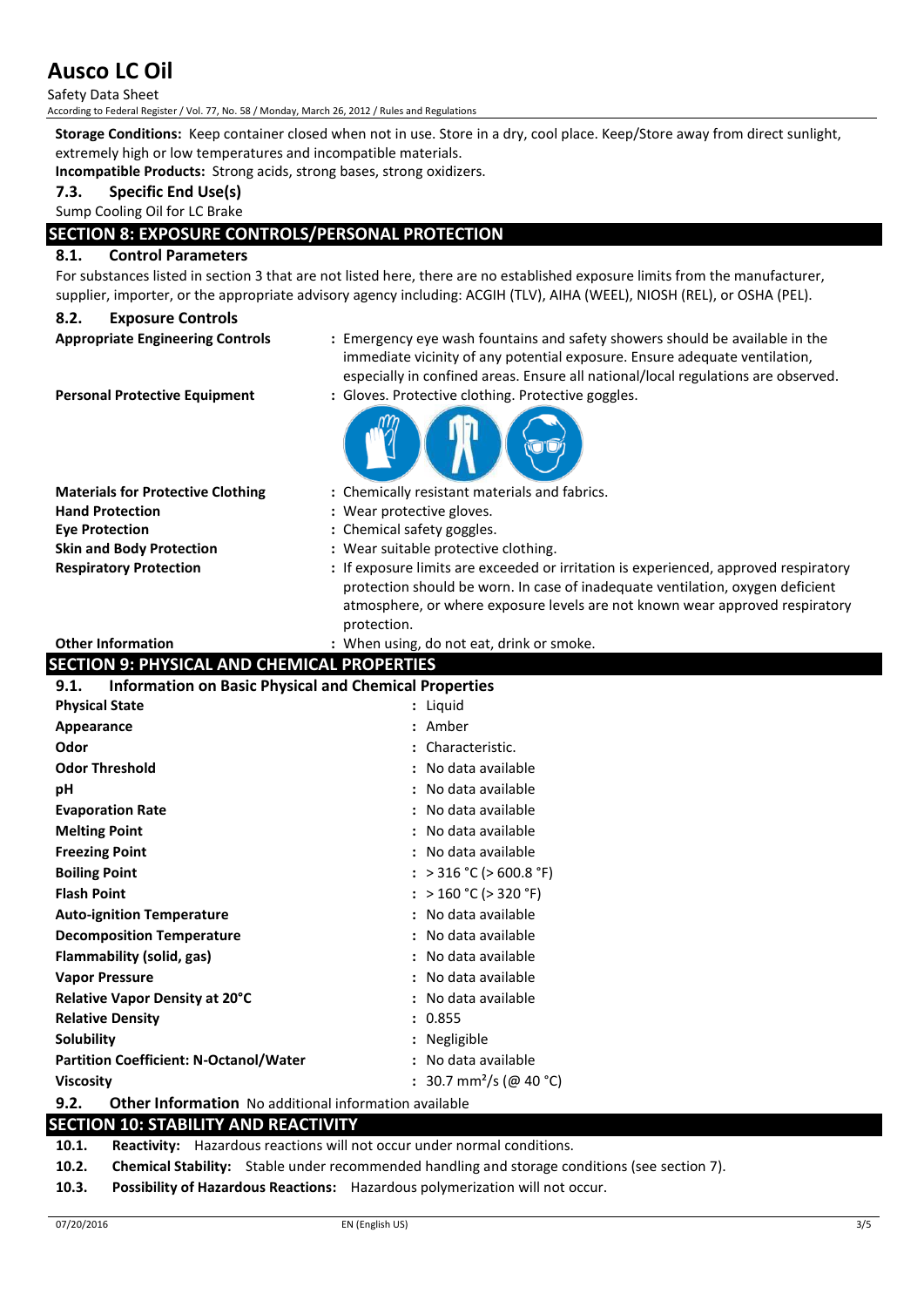**Storage Conditions:** Keep container closed when not in use. Store in a dry, cool place. Keep/Store away from direct sunlight, extremely high or low temperatures and incompatible materials.

**Incompatible Products:** Strong acids, strong bases, strong oxidizers.

### 7.3. Specific End Use(s)

Sump Cooling Oil for LC Brake

## SECTION 8: EXPOSURE CONTROLS/PERSONAL PROTECTION

### 8.1. Control Parameters

For substances listed in section 3 that are not listed here, there are no established exposure limits from the manufacturer, supplier, importer, or the appropriate advisory agency including: ACGIH (TLV), AIHA (WEEL), NIOSH (REL), or OSHA (PEL).

### 8.2. Exposure Controls

**Appropriate Engineering Controls** : Emergency eye wash fountains and safety showers should be available in the immediate vicinity of any potential exposure. Ensure adequate ventilation, especially in confined areas. Ensure all national/local regulations are observed.

**Personal Protective Equipment** : Gloves. Protective clothing. Protective goggles.

**Materials for Protective Clothing** : Chemically resistant materials and fabrics.

**Hand Protection** : Wear protective gloves.

**Eye Protection** : Chemical safety goggles.

**Skin and Body Protection** : Wear suitable protective clothing.

**Respiratory Protection** : If exposure limits are exceeded or irritation is experienced, approved respiratory protection should be worn. In case of inadequate ventilation, oxygen deficient atmosphere, or where exposure levels are not known wear approved respiratory protection.

**Other Information** : When using, do not eat, drink or smoke.

## SECTION 9: PHYSICAL AND CHEMICAL PROPERTIES

### 9.1. Information on Basic Physical and Chemical Properties

| Property | Value |
|---|---|
| **Physical State** | Liquid |
| **Appearance** | Amber |
| **Odor** | Characteristic. |
| **Odor Threshold** | No data available |
| **pH** | No data available |
| **Evaporation Rate** | No data available |
| **Melting Point** | No data available |
| **Freezing Point** | No data available |
| **Boiling Point** | > 316 °C (> 600.8 °F) |
| **Flash Point** | > 160 °C (> 320 °F) |
| **Auto-ignition Temperature** | No data available |
| **Decomposition Temperature** | No data available |
| **Flammability (solid, gas)** | No data available |
| **Vapor Pressure** | No data available |
| **Relative Vapor Density at 20°C** | No data available |
| **Relative Density** | 0.855 |
| **Solubility** | Negligible |
| **Partition Coefficient: N-Octanol/Water** | No data available |
| **Viscosity** | 30.7 $mm^2/s$ (@ 40 °C) |

### 9.2. Other Information

No additional information available

## SECTION 10: STABILITY AND REACTIVITY

**10.1. Reactivity:** Hazardous reactions will not occur under normal conditions.

**10.2. Chemical Stability:** Stable under recommended handling and storage conditions (see section 7).

**10.3. Possibility of Hazardous Reactions:** Hazardous polymerization will not occur.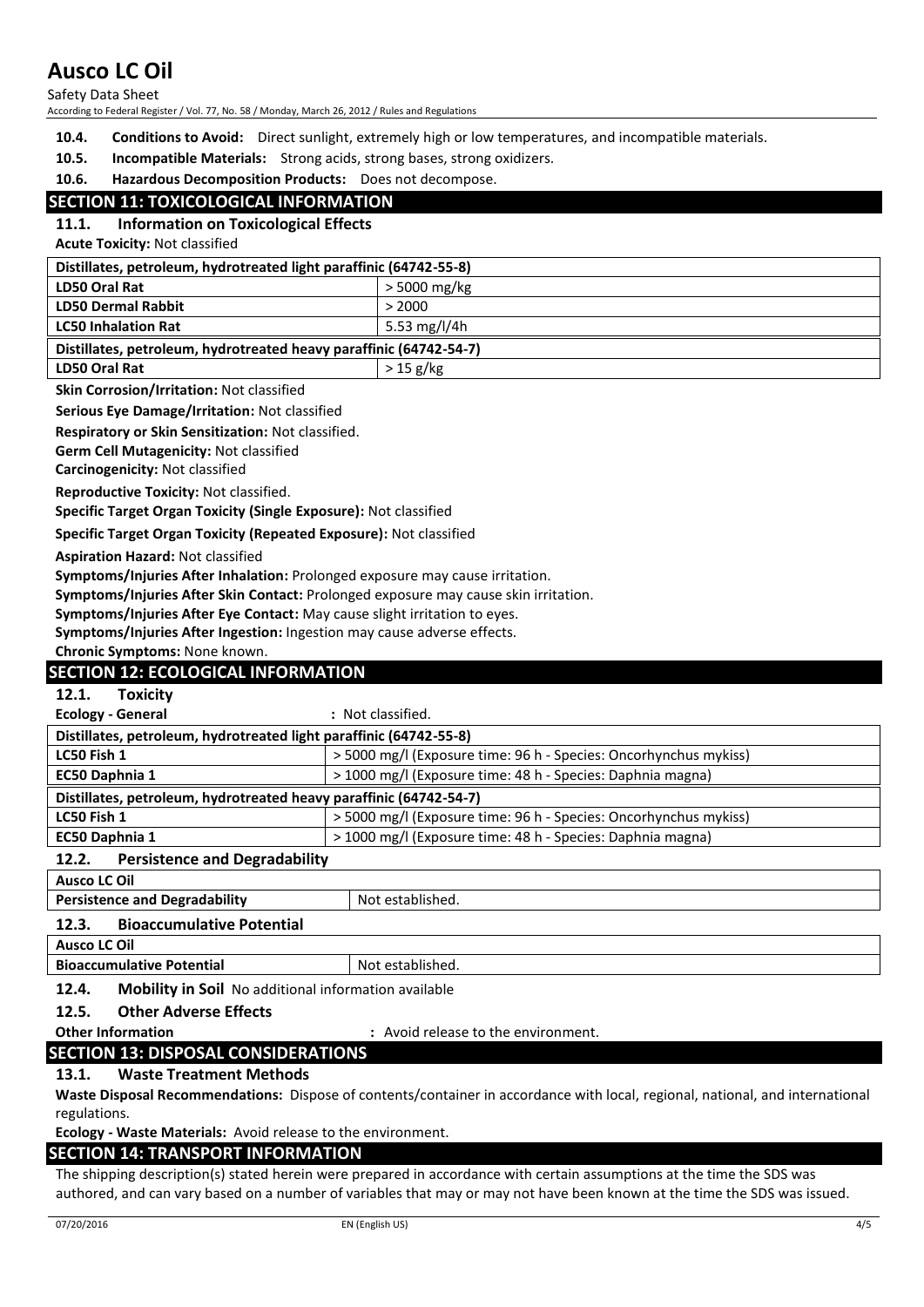**10.4. Conditions to Avoid:** Direct sunlight, extremely high or low temperatures, and incompatible materials.

**10.5. Incompatible Materials:** Strong acids, strong bases, strong oxidizers.

**10.6. Hazardous Decomposition Products:** Does not decompose.

## SECTION 11: TOXICOLOGICAL INFORMATION

### 11.1. Information on Toxicological Effects

**Acute Toxicity:** Not classified

| Distillates, petroleum, hydrotreated light paraffinic (64742-55-8) | |
|---|---|
| **LD50 Oral Rat** | > 5000 mg/kg |
| **LD50 Dermal Rabbit** | > 2000 |
| **LC50 Inhalation Rat** | 5.53 mg/l/4h |
| **Distillates, petroleum, hydrotreated heavy paraffinic (64742-54-7)** | |
| **LD50 Oral Rat** | > 15 g/kg |

**Skin Corrosion/Irritation:** Not classified

**Serious Eye Damage/Irritation:** Not classified

**Respiratory or Skin Sensitization:** Not classified.

**Germ Cell Mutagenicity:** Not classified

**Carcinogenicity:** Not classified

**Reproductive Toxicity:** Not classified.

**Specific Target Organ Toxicity (Single Exposure):** Not classified

**Specific Target Organ Toxicity (Repeated Exposure):** Not classified

**Aspiration Hazard:** Not classified

**Symptoms/Injuries After Inhalation:** Prolonged exposure may cause irritation.

**Symptoms/Injuries After Skin Contact:** Prolonged exposure may cause skin irritation.

**Symptoms/Injuries After Eye Contact:** May cause slight irritation to eyes.

**Symptoms/Injuries After Ingestion:** Ingestion may cause adverse effects.

**Chronic Symptoms:** None known.

## SECTION 12: ECOLOGICAL INFORMATION

### 12.1. Toxicity

**Ecology - General** : Not classified.

| Distillates, petroleum, hydrotreated light paraffinic (64742-55-8) | |
|---|---|
| **LC50 Fish 1** | > 5000 mg/l (Exposure time: 96 h - Species: Oncorhynchus mykiss) |
| **EC50 Daphnia 1** | > 1000 mg/l (Exposure time: 48 h - Species: Daphnia magna) |
| **Distillates, petroleum, hydrotreated heavy paraffinic (64742-54-7)** | |
| **LC50 Fish 1** | > 5000 mg/l (Exposure time: 96 h - Species: Oncorhynchus mykiss) |
| **EC50 Daphnia 1** | > 1000 mg/l (Exposure time: 48 h - Species: Daphnia magna) |

### 12.2. Persistence and Degradability

| Ausco LC Oil | |
|---|---|
| **Persistence and Degradability** | Not established. |

### 12.3. Bioaccumulative Potential

| Ausco LC Oil | |
|---|---|
| **Bioaccumulative Potential** | Not established. |

### 12.4. Mobility in Soil

No additional information available

### 12.5. Other Adverse Effects

**Other Information** : Avoid release to the environment.

## SECTION 13: DISPOSAL CONSIDERATIONS

### 13.1. Waste Treatment Methods

**Waste Disposal Recommendations:** Dispose of contents/container in accordance with local, regional, national, and international regulations.

**Ecology - Waste Materials:** Avoid release to the environment.

## SECTION 14: TRANSPORT INFORMATION

The shipping description(s) stated herein were prepared in accordance with certain assumptions at the time the SDS was authored, and can vary based on a number of variables that may or may not have been known at the time the SDS was issued.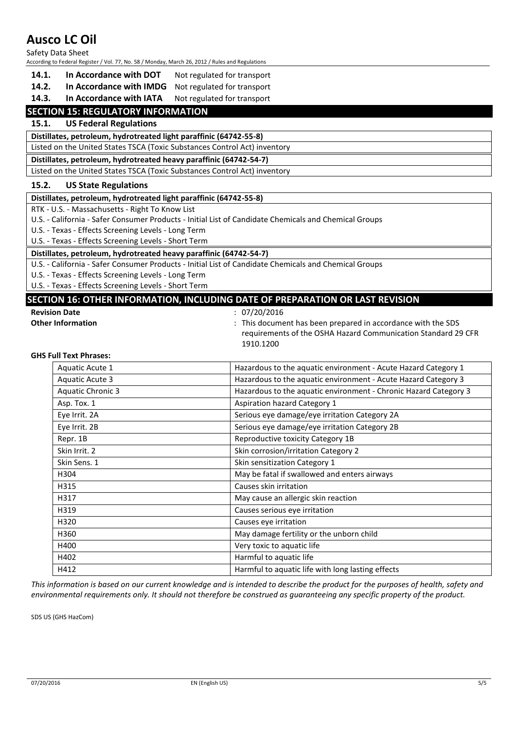**14.1. In Accordance with DOT** Not regulated for transport

**14.2. In Accordance with IMDG** Not regulated for transport

**14.3. In Accordance with IATA** Not regulated for transport

## SECTION 15: REGULATORY INFORMATION

### 15.1. US Federal Regulations

| |
|---|
| **Distillates, petroleum, hydrotreated light paraffinic (64742-55-8)** |
| Listed on the United States TSCA (Toxic Substances Control Act) inventory |
| **Distillates, petroleum, hydrotreated heavy paraffinic (64742-54-7)** |
| Listed on the United States TSCA (Toxic Substances Control Act) inventory |

### 15.2. US State Regulations

| |
|---|
| **Distillates, petroleum, hydrotreated light paraffinic (64742-55-8)** |
| RTK - U.S. - Massachusetts - Right To Know List<br>U.S. - California - Safer Consumer Products - Initial List of Candidate Chemicals and Chemical Groups<br>U.S. - Texas - Effects Screening Levels - Long Term<br>U.S. - Texas - Effects Screening Levels - Short Term |
| **Distillates, petroleum, hydrotreated heavy paraffinic (64742-54-7)** |
| U.S. - California - Safer Consumer Products - Initial List of Candidate Chemicals and Chemical Groups<br>U.S. - Texas - Effects Screening Levels - Long Term<br>U.S. - Texas - Effects Screening Levels - Short Term |

## SECTION 16: OTHER INFORMATION, INCLUDING DATE OF PREPARATION OR LAST REVISION

**Revision Date** : 07/20/2016

**Other Information** : This document has been prepared in accordance with the SDS requirements of the OSHA Hazard Communication Standard 29 CFR 1910.1200

**GHS Full Text Phrases:**

| | |
|---|---|
| Aquatic Acute 1 | Hazardous to the aquatic environment - Acute Hazard Category 1 |
| Aquatic Acute 3 | Hazardous to the aquatic environment - Acute Hazard Category 3 |
| Aquatic Chronic 3 | Hazardous to the aquatic environment - Chronic Hazard Category 3 |
| Asp. Tox. 1 | Aspiration hazard Category 1 |
| Eye Irrit. 2A | Serious eye damage/eye irritation Category 2A |
| Eye Irrit. 2B | Serious eye damage/eye irritation Category 2B |
| Repr. 1B | Reproductive toxicity Category 1B |
| Skin Irrit. 2 | Skin corrosion/irritation Category 2 |
| Skin Sens. 1 | Skin sensitization Category 1 |
| H304 | May be fatal if swallowed and enters airways |
| H315 | Causes skin irritation |
| H317 | May cause an allergic skin reaction |
| H319 | Causes serious eye irritation |
| H320 | Causes eye irritation |
| H360 | May damage fertility or the unborn child |
| H400 | Very toxic to aquatic life |
| H402 | Harmful to aquatic life |
| H412 | Harmful to aquatic life with long lasting effects |

*This information is based on our current knowledge and is intended to describe the product for the purposes of health, safety and environmental requirements only. It should not therefore be construed as guaranteeing any specific property of the product.*

SDS US (GHS HazCom)